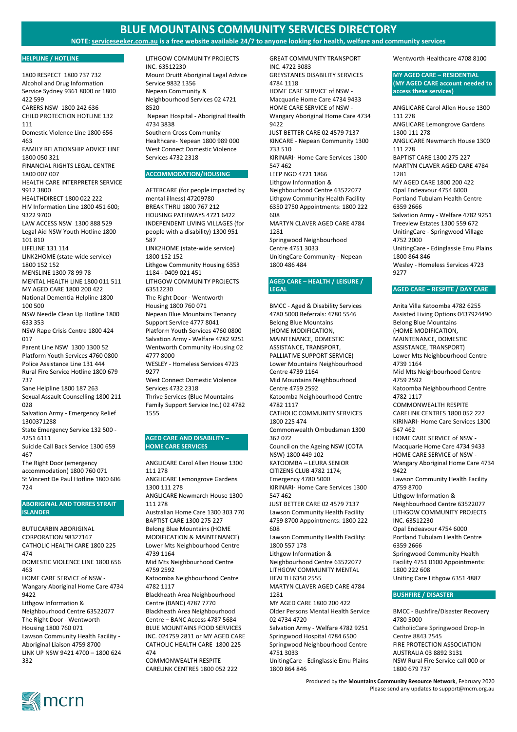# BLUE MOUNTAINS COMMUNITY SERVICES DIRECTORY

**NOTE: serviceseeker.com.au is a free website available 24/7 to anyone looking for health, welfare and community services**

## HELPLINE / HOTLINE

1800 RESPECT 1800 737 732
Alcohol and Drug Information Service Sydney 9361 8000 or 1800 422 599
CARERS NSW 1800 242 636
CHILD PROTECTION HOTLINE 132 111
Domestic Violence Line 1800 656 463
FAMILY RELATIONSHIP ADVICE LINE 1800 050 321
FINANCIAL RIGHTS LEGAL CENTRE 1800 007 007
HEALTH CARE INTERPRETER SERVICE 9912 3800
HEALTHDIRECT 1800 022 222
HIV Information Line 1800 451 600; 9322 9700
LAW ACCESS NSW 1300 888 529
Legal Aid NSW Youth Hotline 1800 101 810
LIFELINE 131 114
LINK2HOME (state-wide service) 1800 152 152
MENSLINE 1300 78 99 78
MENTAL HEALTH LINE 1800 011 511
MY AGED CARE 1800 200 422
National Dementia Helpline 1800 100 500
NSW Needle Clean Up Hotline 1800 633 353
NSW Rape Crisis Centre 1800 424 017
Parent Line NSW 1300 1300 52
Platform Youth Services 4760 0800
Police Assistance Line 131 444
Rural Fire Service Hotline 1800 679 737
Sane Helpline 1800 187 263
Sexual Assault Counselling 1800 211 028
Salvation Army - Emergency Relief 1300371288
State Emergency Service 132 500 - 4251 6111
Suicide Call Back Service 1300 659 467
The Right Door (emergency accommodation) 1800 760 071
St Vincent De Paul Hotline 1800 606 724

## ABORIGINAL AND TORRES STRAIT ISLANDER

BUTUCARBIN ABORIGINAL CORPORATION 98327167
CATHOLIC HEALTH CARE 1800 225 474
DOMESTIC VIOLENCE LINE 1800 656 463
HOME CARE SERVICE of NSW - Wangary Aboriginal Home Care 4734 9422
Lithgow Information & Neighbourhood Centre 63522077
The Right Door - Wentworth Housing 1800 760 071
Lawson Community Health Facility - Aboriginal Liaison 4759 8700
LINK UP NSW 9421 4700 – 1800 624 332
LITHGOW COMMUNITY PROJECTS INC. 63512230
Mount Druitt Aboriginal Legal Advice Service 9832 1356
Nepean Community & Neighbourhood Services 02 4721 8520
Nepean Hospital - Aboriginal Health 4734 3838
Southern Cross Community Healthcare- Nepean 1800 989 000
West Connect Domestic Violence Services 4732 2318

## ACCOMMODATION/HOUSING

AFTERCARE (for people impacted by mental illness) 47209780
BREAK THRU 1800 767 212
HOUSING PATHWAYS 4721 6422
INDEPENDENT LIVING VILLAGES (for people with a disability) 1300 951 587
LINK2HOME (state-wide service) 1800 152 152
Lithgow Community Housing 6353 1184 - 0409 021 451
LITHGOW COMMUNITY PROJECTS 63512230
The Right Door - Wentworth Housing 1800 760 071
Nepean Blue Mountains Tenancy Support Service 4777 8041
Platform Youth Services 4760 0800
Salvation Army - Welfare 4782 9251
Wentworth Community Housing 02 4777 8000
WESLEY - Homeless Services 4723 9277
West Connect Domestic Violence Services 4732 2318
Thrive Services (Blue Mountains Family Support Service Inc.) 02 4782 1555

## AGED CARE AND DISABILITY – HOME CARE SERVICES

ANGLICARE Carol Allen House 1300 111 278
ANGLICARE Lemongrove Gardens 1300 111 278
ANGLICARE Newmarch House 1300 111 278
Australian Home Care 1300 303 770
BAPTIST CARE 1300 275 227
Belong Blue Mountains (HOME MODIFICATION & MAINTENANCE)
Lower Mts Neighbourhood Centre 4739 1164
Mid Mts Neighbourhood Centre 4759 2592
Katoomba Neighbourhood Centre 4782 1117
Blackheath Area Neighbourhood Centre (BANC) 4787 7770
Blackheath Area Neighbourhood Centre – BANC Access 4787 5684
BLUE MOUNTAINS FOOD SERVICES INC. 024759 2811 or MY AGED CARE
CATHOLIC HEALTH CARE 1800 225 474
COMMONWEALTH RESPITE CARELINK CENTRES 1800 052 222
GREAT COMMUNITY TRANSPORT INC. 4722 3083
GREYSTANES DISABILITY SERVICES 4784 1118
HOME CARE SERVICE of NSW - Macquarie Home Care 4734 9433
HOME CARE SERVICE of NSW - Wangary Aboriginal Home Care 4734 9422
JUST BETTER CARE 02 4579 7137
KINCARE - Nepean Community 1300 733 510
KIRINARI- Home Care Services 1300 547 462
LEEP NGO 4721 1866
Lithgow Information & Neighbourhood Centre 63522077
Lithgow Community Health Facility 6350 2750 Appointments: 1800 222 608
MARTYN CLAVER AGED CARE 4784 1281
Springwood Neighbourhood Centre 4751 3033
UnitingCare Community - Nepean 1800 486 484

## AGED CARE – HEALTH / LEISURE / LEGAL

BMCC - Aged & Disability Services 4780 5000 Referrals: 4780 5546
Belong Blue Mountains (HOME MODIFICATION, MAINTENANCE, DOMESTIC ASSISTANCE, TRANSPORT, PALLIATIVE SUPPORT SERVICE)
Lower Mountains Neighbourhood Centre 4739 1164
Mid Mountains Neighbourhood Centre 4759 2592
Katoomba Neighbourhood Centre 4782 1117
CATHOLIC COMMUNITY SERVICES 1800 225 474
Commonwealth Ombudsman 1300 362 072
Council on the Ageing NSW (COTA NSW) 1800 449 102
KATOOMBA – LEURA SENIOR CITIZENS CLUB 4782 1174; Emergency 4780 5000
KIRINARI- Home Care Services 1300 547 462
JUST BETTER CARE 02 4579 7137
Lawson Community Health Facility 4759 8700 Appointments: 1800 222 608
Lawson Community Health Facility: 1800 557 178
Lithgow Information & Neighbourhood Centre 63522077
LITHGOW COMMUNITY MENTAL HEALTH 6350 2555
MARTYN CLAVER AGED CARE 4784 1281
MY AGED CARE 1800 200 422
Older Persons Mental Health Service 02 4734 4720
Salvation Army - Welfare 4782 9251
Springwood Hospital 4784 6500
Springwood Neighbourhood Centre 4751 3033
UnitingCare - Edinglassie Emu Plains 1800 864 846
Wentworth Healthcare 4708 8100

## MY AGED CARE – RESIDENTIAL (MY AGED CARE account needed to access these services)

ANGLICARE Carol Allen House 1300 111 278
ANGLICARE Lemongrove Gardens 1300 111 278
ANGLICARE Newmarch House 1300 111 278
BAPTIST CARE 1300 275 227
MARTYN CLAVER AGED CARE 4784 1281
MY AGED CARE 1800 200 422
Opal Endeavour 4754 6000
Portland Tubulam Health Centre 6359 2666
Salvation Army - Welfare 4782 9251
Treeview Estates 1300 559 672
UnitingCare - Springwood Village 4752 2000
UnitingCare - Edinglassie Emu Plains 1800 864 846
Wesley - Homeless Services 4723 9277

## AGED CARE – RESPITE / DAY CARE

Anita Villa Katoomba 4782 6255
Assisted Living Options 0437924490
Belong Blue Mountains (HOME MODIFICATION, MAINTENANCE, DOMESTIC ASSISTANCE, TRANSPORT)
Lower Mts Neighbourhood Centre 4739 1164
Mid Mts Neighbourhood Centre 4759 2592
Katoomba Neighbourhood Centre 4782 1117
COMMONWEALTH RESPITE CARELINK CENTRES 1800 052 222
KIRINARI- Home Care Services 1300 547 462
HOME CARE SERVICE of NSW - Macquarie Home Care 4734 9433
HOME CARE SERVICE of NSW - Wangary Aboriginal Home Care 4734 9422
Lawson Community Health Facility 4759 8700
Lithgow Information & Neighbourhood Centre 63522077
LITHGOW COMMUNITY PROJECTS INC. 63512230
Opal Endeavour 4754 6000
Portland Tubulam Health Centre 6359 2666
Springwood Community Health Facility 4751 0100 Appointments: 1800 222 608
Uniting Care Lithgow 6351 4887

## BUSHFIRE / DISASTER

BMCC - Bushfire/Disaster Recovery 4780 5000
CatholicCare Springwood Drop-In Centre 8843 2545
FIRE PROTECTION ASSOCIATION AUSTRALIA 03 8892 3131
NSW Rural Fire Service call 000 or 1800 679 737

Produced by the **Mountains Community Resource Network**, February 2020
Please send any updates to support@mcrn.org.au

mcrn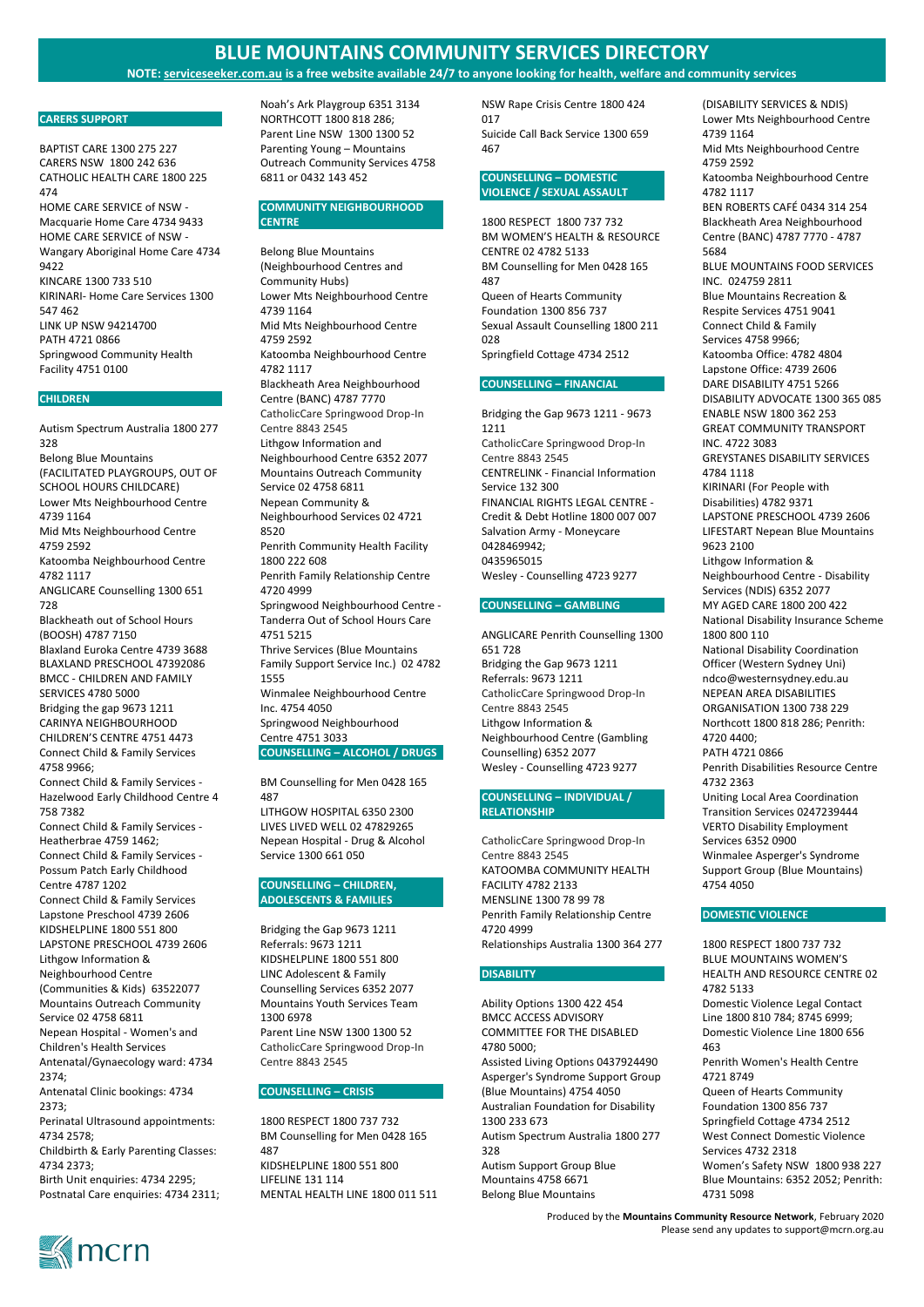# BLUE MOUNTAINS COMMUNITY SERVICES DIRECTORY

**NOTE: serviceseeker.com.au is a free website available 24/7 to anyone looking for health, welfare and community services**

## CARERS SUPPORT

BAPTIST CARE 1300 275 227
CARERS NSW 1800 242 636
CATHOLIC HEALTH CARE 1800 225 474
HOME CARE SERVICE of NSW - Macquarie Home Care 4734 9433
HOME CARE SERVICE of NSW - Wangary Aboriginal Home Care 4734 9422
KINCARE 1300 733 510
KIRINARI- Home Care Services 1300 547 462
LINK UP NSW 94214700
PATH 4721 0866
Springwood Community Health Facility 4751 0100

## CHILDREN

Autism Spectrum Australia 1800 277 328
Belong Blue Mountains (FACILITATED PLAYGROUPS, OUT OF SCHOOL HOURS CHILDCARE)
Lower Mts Neighbourhood Centre 4739 1164
Mid Mts Neighbourhood Centre 4759 2592
Katoomba Neighbourhood Centre 4782 1117
ANGLICARE Counselling 1300 651 728
Blackheath out of School Hours (BOOSH) 4787 7150
Blaxland Euroka Centre 4739 3688
BLAXLAND PRESCHOOL 47392086
BMCC - CHILDREN AND FAMILY SERVICES 4780 5000
Bridging the gap 9673 1211
CARINYA NEIGHBOURHOOD CHILDREN'S CENTRE 4751 4473
Connect Child & Family Services 4758 9966;
Connect Child & Family Services - Hazelwood Early Childhood Centre 4 758 7382
Connect Child & Family Services - Heatherbrae 4759 1462;
Connect Child & Family Services - Possum Patch Early Childhood Centre 4787 1202
Connect Child & Family Services Lapstone Preschool 4739 2606
KIDSHELPLINE 1800 551 800
LAPSTONE PRESCHOOL 4739 2606
Lithgow Information & Neighbourhood Centre (Communities & Kids) 63522077
Mountains Outreach Community Service 02 4758 6811
Nepean Hospital - Women's and Children's Health Services
Antenatal/Gynaecology ward: 4734 2374;
Antenatal Clinic bookings: 4734 2373;
Perinatal Ultrasound appointments: 4734 2578;
Childbirth & Early Parenting Classes: 4734 2373;
Birth Unit enquiries: 4734 2295;
Postnatal Care enquiries: 4734 2311;
Noah's Ark Playgroup 6351 3134
NORTHCOTT 1800 818 286;
Parent Line NSW 1300 1300 52
Parenting Young – Mountains Outreach Community Services 4758 6811 or 0432 143 452

## COMMUNITY NEIGHBOURHOOD CENTRE

Belong Blue Mountains (Neighbourhood Centres and Community Hubs)
Lower Mts Neighbourhood Centre 4739 1164
Mid Mts Neighbourhood Centre 4759 2592
Katoomba Neighbourhood Centre 4782 1117
Blackheath Area Neighbourhood Centre (BANC) 4787 7770
CatholicCare Springwood Drop-In Centre 8843 2545
Lithgow Information and Neighbourhood Centre 6352 2077
Mountains Outreach Community Service 02 4758 6811
Nepean Community & Neighbourhood Services 02 4721 8520
Penrith Community Health Facility 1800 222 608
Penrith Family Relationship Centre 4720 4999
Springwood Neighbourhood Centre - Tanderra Out of School Hours Care 4751 5215
Thrive Services (Blue Mountains Family Support Service Inc.) 02 4782 1555
Winmalee Neighbourhood Centre Inc. 4754 4050
Springwood Neighbourhood Centre 4751 3033

## COUNSELLING – ALCOHOL / DRUGS

BM Counselling for Men 0428 165 487
LITHGOW HOSPITAL 6350 2300
LIVES LIVED WELL 02 47829265
Nepean Hospital - Drug & Alcohol Service 1300 661 050

## COUNSELLING – CHILDREN, ADOLESCENTS & FAMILIES

Bridging the Gap 9673 1211
Referrals: 9673 1211
KIDSHELPLINE 1800 551 800
LINC Adolescent & Family Counselling Services 6352 2077
Mountains Youth Services Team 1300 6978
Parent Line NSW 1300 1300 52
CatholicCare Springwood Drop-In Centre 8843 2545

## COUNSELLING – CRISIS

1800 RESPECT 1800 737 732
BM Counselling for Men 0428 165 487
KIDSHELPLINE 1800 551 800
LIFELINE 131 114
MENTAL HEALTH LINE 1800 011 511
NSW Rape Crisis Centre 1800 424 017
Suicide Call Back Service 1300 659 467

## COUNSELLING – DOMESTIC VIOLENCE / SEXUAL ASSAULT

1800 RESPECT 1800 737 732
BM WOMEN'S HEALTH & RESOURCE CENTRE 02 4782 5133
BM Counselling for Men 0428 165 487
Queen of Hearts Community Foundation 1300 856 737
Sexual Assault Counselling 1800 211 028
Springfield Cottage 4734 2512

## COUNSELLING – FINANCIAL

Bridging the Gap 9673 1211 - 9673 1211
CatholicCare Springwood Drop-In Centre 8843 2545
CENTRELINK - Financial Information Service 132 300
FINANCIAL RIGHTS LEGAL CENTRE - Credit & Debt Hotline 1800 007 007
Salvation Army - Moneycare 0428469942; 0435965015
Wesley - Counselling 4723 9277

## COUNSELLING – GAMBLING

ANGLICARE Penrith Counselling 1300 651 728
Bridging the Gap 9673 1211
Referrals: 9673 1211
CatholicCare Springwood Drop-In Centre 8843 2545
Lithgow Information & Neighbourhood Centre (Gambling Counselling) 6352 2077
Wesley - Counselling 4723 9277

## COUNSELLING – INDIVIDUAL / RELATIONSHIP

CatholicCare Springwood Drop-In Centre 8843 2545
KATOOMBA COMMUNITY HEALTH FACILITY 4782 2133
MENSLINE 1300 78 99 78
Penrith Family Relationship Centre 4720 4999
Relationships Australia 1300 364 277

## DISABILITY

Ability Options 1300 422 454
BMCC ACCESS ADVISORY COMMITTEE FOR THE DISABLED 4780 5000;
Assisted Living Options 0437924490
Asperger's Syndrome Support Group (Blue Mountains) 4754 4050
Australian Foundation for Disability 1300 233 673
Autism Spectrum Australia 1800 277 328
Autism Support Group Blue Mountains 4758 6671
Belong Blue Mountains (DISABILITY SERVICES & NDIS)
Lower Mts Neighbourhood Centre 4739 1164
Mid Mts Neighbourhood Centre 4759 2592
Katoomba Neighbourhood Centre 4782 1117
BEN ROBERTS CAFÉ 0434 314 254
Blackheath Area Neighbourhood Centre (BANC) 4787 7770 - 4787 5684
BLUE MOUNTAINS FOOD SERVICES INC. 024759 2811
Blue Mountains Recreation & Respite Services 4751 9041
Connect Child & Family Services 4758 9966;
Katoomba Office: 4782 4804
Lapstone Office: 4739 2606
DARE DISABILITY 4751 5266
DISABILITY ADVOCATE 1300 365 085
ENABLE NSW 1800 362 253
GREAT COMMUNITY TRANSPORT INC. 4722 3083
GREYSTANES DISABILITY SERVICES 4784 1118
KIRINARI (For People with Disabilities) 4782 9371
LAPSTONE PRESCHOOL 4739 2606
LIFESTART Nepean Blue Mountains 9623 2100
Lithgow Information & Neighbourhood Centre - Disability Services (NDIS) 6352 2077
MY AGED CARE 1800 200 422
National Disability Insurance Scheme 1800 800 110
National Disability Coordination Officer (Western Sydney Uni) ndco@westernsydney.edu.au
NEPEAN AREA DISABILITIES ORGANISATION 1300 738 229
Northcott 1800 818 286; Penrith: 4720 4400;
PATH 4721 0866
Penrith Disabilities Resource Centre 4732 2363
Uniting Local Area Coordination Transition Services 0247239444
VERTO Disability Employment Services 6352 0900
Winmalee Asperger's Syndrome Support Group (Blue Mountains) 4754 4050

## DOMESTIC VIOLENCE

1800 RESPECT 1800 737 732
BLUE MOUNTAINS WOMEN'S HEALTH AND RESOURCE CENTRE 02 4782 5133
Domestic Violence Legal Contact Line 1800 810 784; 8745 6999;
Domestic Violence Line 1800 656 463
Penrith Women's Health Centre 4721 8749
Queen of Hearts Community Foundation 1300 856 737
Springfield Cottage 4734 2512
West Connect Domestic Violence Services 4732 2318
Women's Safety NSW 1800 938 227 Blue Mountains: 6352 2052; Penrith: 4731 5098

Produced by the **Mountains Community Resource Network**, February 2020
Please send any updates to support@mcrn.org.au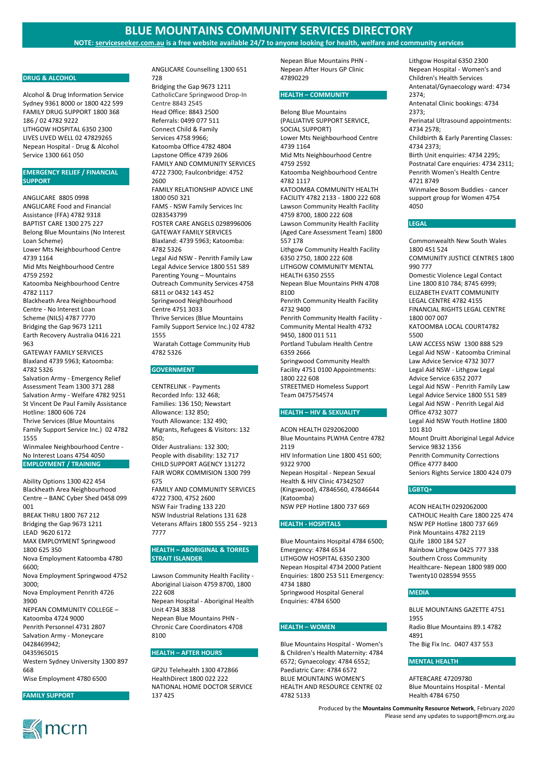# BLUE MOUNTAINS COMMUNITY SERVICES DIRECTORY

**NOTE: serviceseeker.com.au is a free website available 24/7 to anyone looking for health, welfare and community services**

## DRUG & ALCOHOL

Alcohol & Drug Information Service Sydney 9361 8000 or 1800 422 599
FAMILY DRUG SUPPORT 1800 368 186 / 02 4782 9222
LITHGOW HOSPITAL 6350 2300
LIVES LIVED WELL 02 47829265
Nepean Hospital - Drug & Alcohol Service 1300 661 050

## EMERGENCY RELIEF / FINANCIAL SUPPORT

ANGLICARE 8805 0998
ANGLICARE Food and Financial Assistance (FFA) 4782 9318
BAPTIST CARE 1300 275 227
Belong Blue Mountains (No Interest Loan Scheme)
Lower Mts Neighbourhood Centre 4739 1164
Mid Mts Neighbourhood Centre 4759 2592
Katoomba Neighbourhood Centre 4782 1117
Blackheath Area Neighbourhood Centre - No Interest Loan Scheme (NILS) 4787 7770
Bridging the Gap 9673 1211
Earth Recovery Australia 0416 221 963
GATEWAY FAMILY SERVICES Blaxland 4739 5963; Katoomba: 4782 5326
Salvation Army - Emergency Relief Assessment Team 1300 371 288
Salvation Army - Welfare 4782 9251
St Vincent De Paul Family Assistance Hotline: 1800 606 724
Thrive Services (Blue Mountains Family Support Service Inc.) 02 4782 1555
Winmalee Neighbourhood Centre - No Interest Loans 4754 4050

## EMPLOYMENT / TRAINING

Ability Options 1300 422 454
Blackheath Area Neighbourhood Centre – BANC Cyber Shed 0458 099 001
BREAK THRU 1800 767 212
Bridging the Gap 9673 1211
LEAD 9620 6172
MAX EMPLOYMENT Springwood 1800 625 350
Nova Employment Katoomba 4780 6600;
Nova Employment Springwood 4752 3000;
Nova Employment Penrith 4726 3900
NEPEAN COMMUNITY COLLEGE – Katoomba 4724 9000
Penrith Personnel 4731 2807
Salvation Army - Moneycare 0428469942; 0435965015
Western Sydney University 1300 897 668
Wise Employment 4780 6500

## FAMILY SUPPORT

ANGLICARE Counselling 1300 651 728
Bridging the Gap 9673 1211
CatholicCare Springwood Drop-In Centre 8843 2545
Head Office: 8843 2500
Referrals: 0499 077 511
Connect Child & Family Services 4758 9966;
Katoomba Office 4782 4804
Lapstone Office 4739 2606
FAMILY AND COMMUNITY SERVICES 4722 7300; Faulconbridge: 4752 2600
FAMILY RELATIONSHIP ADVICE LINE 1800 050 321
FAMS - NSW Family Services Inc 0283543799
FOSTER CARE ANGELS 0298996006
GATEWAY FAMILY SERVICES Blaxland: 4739 5963; Katoomba: 4782 5326
Legal Aid NSW - Penrith Family Law Legal Advice Service 1800 551 589
Parenting Young – Mountains Outreach Community Services 4758 6811 or 0432 143 452
Springwood Neighbourhood Centre 4751 3033
Thrive Services (Blue Mountains Family Support Service Inc.) 02 4782 1555
Waratah Cottage Community Hub 4782 5326

## GOVERNMENT

CENTRELINK - Payments
Recorded Info: 132 468;
Families: 136 150; Newstart Allowance: 132 850;
Youth Allowance: 132 490;
Migrants, Refugees & Visitors: 132 850;
Older Australians: 132 300;
People with disability: 132 717
CHILD SUPPORT AGENCY 131272
FAIR WORK COMMISION 1300 799 675
FAMILY AND COMMUNITY SERVICES 4722 7300, 4752 2600
NSW Fair Trading 133 220
NSW Industrial Relations 131 628
Veterans Affairs 1800 555 254 - 9213 7777

## HEALTH – ABORIGINAL & TORRES STRAIT ISLANDER

Lawson Community Health Facility - Aboriginal Liaison 4759 8700, 1800 222 608
Nepean Hospital - Aboriginal Health Unit 4734 3838
Nepean Blue Mountains PHN - Chronic Care Coordinators 4708 8100

## HEALTH – AFTER HOURS

GP2U Telehealth 1300 472866
HealthDirect 1800 022 222
NATIONAL HOME DOCTOR SERVICE 137 425
Nepean Blue Mountains PHN - Nepean After Hours GP Clinic 47890229

## HEALTH – COMMUNITY

Belong Blue Mountains (PALLIATIVE SUPPORT SERVICE, SOCIAL SUPPORT)
Lower Mts Neighbourhood Centre 4739 1164
Mid Mts Neighbourhood Centre 4759 2592
Katoomba Neighbourhood Centre 4782 1117
KATOOMBA COMMUNITY HEALTH FACILITY 4782 2133 - 1800 222 608
Lawson Community Health Facility 4759 8700, 1800 222 608
Lawson Community Health Facility (Aged Care Assessment Team) 1800 557 178
Lithgow Community Health Facility 6350 2750, 1800 222 608
LITHGOW COMMUNITY MENTAL HEALTH 6350 2555
Nepean Blue Mountains PHN 4708 8100
Penrith Community Health Facility 4732 9400
Penrith Community Health Facility - Community Mental Health 4732 9450, 1800 011 511
Portland Tubulam Health Centre 6359 2666
Springwood Community Health Facility 4751 0100 Appointments: 1800 222 608
STREETMED Homeless Support Team 0475754574

## HEALTH – HIV & SEXUALITY

ACON HEALTH 0292062000
Blue Mountains PLWHA Centre 4782 2119
HIV Information Line 1800 451 600; 9322 9700
Nepean Hospital - Nepean Sexual Health & HIV Clinic 47342507 (Kingswood), 47846560, 47846644 (Katoomba)
NSW PEP Hotline 1800 737 669

## HEALTH - HOSPITALS

Blue Mountains Hospital 4784 6500; Emergency: 4784 6534
LITHGOW HOSPITAL 6350 2300
Nepean Hospital 4734 2000 Patient Enquiries: 1800 253 511 Emergency: 4734 1880
Springwood Hospital General Enquiries: 4784 6500

## HEALTH – WOMEN

Blue Mountains Hospital - Women's & Children's Health Maternity: 4784 6572; Gynaecology: 4784 6552; Paediatric Care: 4784 6572
BLUE MOUNTAINS WOMEN'S HEALTH AND RESOURCE CENTRE 02 4782 5133
Lithgow Hospital 6350 2300
Nepean Hospital - Women's and Children's Health Services
Antenatal/Gynaecology ward: 4734 2374;
Antenatal Clinic bookings: 4734 2373;
Perinatal Ultrasound appointments: 4734 2578;
Childbirth & Early Parenting Classes: 4734 2373;
Birth Unit enquiries: 4734 2295;
Postnatal Care enquiries: 4734 2311;
Penrith Women's Health Centre 4721 8749
Winmalee Bosom Buddies - cancer support group for Women 4754 4050

## LEGAL

Commonwealth New South Wales 1800 451 524
COMMUNITY JUSTICE CENTRES 1800 990 777
Domestic Violence Legal Contact Line 1800 810 784; 8745 6999;
ELIZABETH EVATT COMMUNITY LEGAL CENTRE 4782 4155
FINANCIAL RIGHTS LEGAL CENTRE 1800 007 007
KATOOMBA LOCAL COURT4782 5500
LAW ACCESS NSW 1300 888 529
Legal Aid NSW - Katoomba Criminal Law Advice Service 4732 3077
Legal Aid NSW - Lithgow Legal Advice Service 6352 2077
Legal Aid NSW - Penrith Family Law Legal Advice Service 1800 551 589
Legal Aid NSW - Penrith Legal Aid Office 4732 3077
Legal Aid NSW Youth Hotline 1800 101 810
Mount Druitt Aboriginal Legal Advice Service 9832 1356
Penrith Community Corrections Office 4777 8400
Seniors Rights Service 1800 424 079

## LGBTQ+

ACON HEALTH 0292062000
CATHOLIC Health Care 1800 225 474
NSW PEP Hotline 1800 737 669
Pink Mountains 4782 2119
QLife 1800 184 527
Rainbow Lithgow 0425 777 338
Southern Cross Community Healthcare- Nepean 1800 989 000
Twenty10 028594 9555

## MEDIA

BLUE MOUNTAINS GAZETTE 4751 1955
Radio Blue Mountains 89.1 4782 4891
The Big Fix Inc. 0407 437 553

## MENTAL HEALTH

AFTERCARE 47209780
Blue Mountains Hospital - Mental Health 4784 6750

Produced by the **Mountains Community Resource Network**, February 2020
Please send any updates to support@mcrn.org.au

mcrn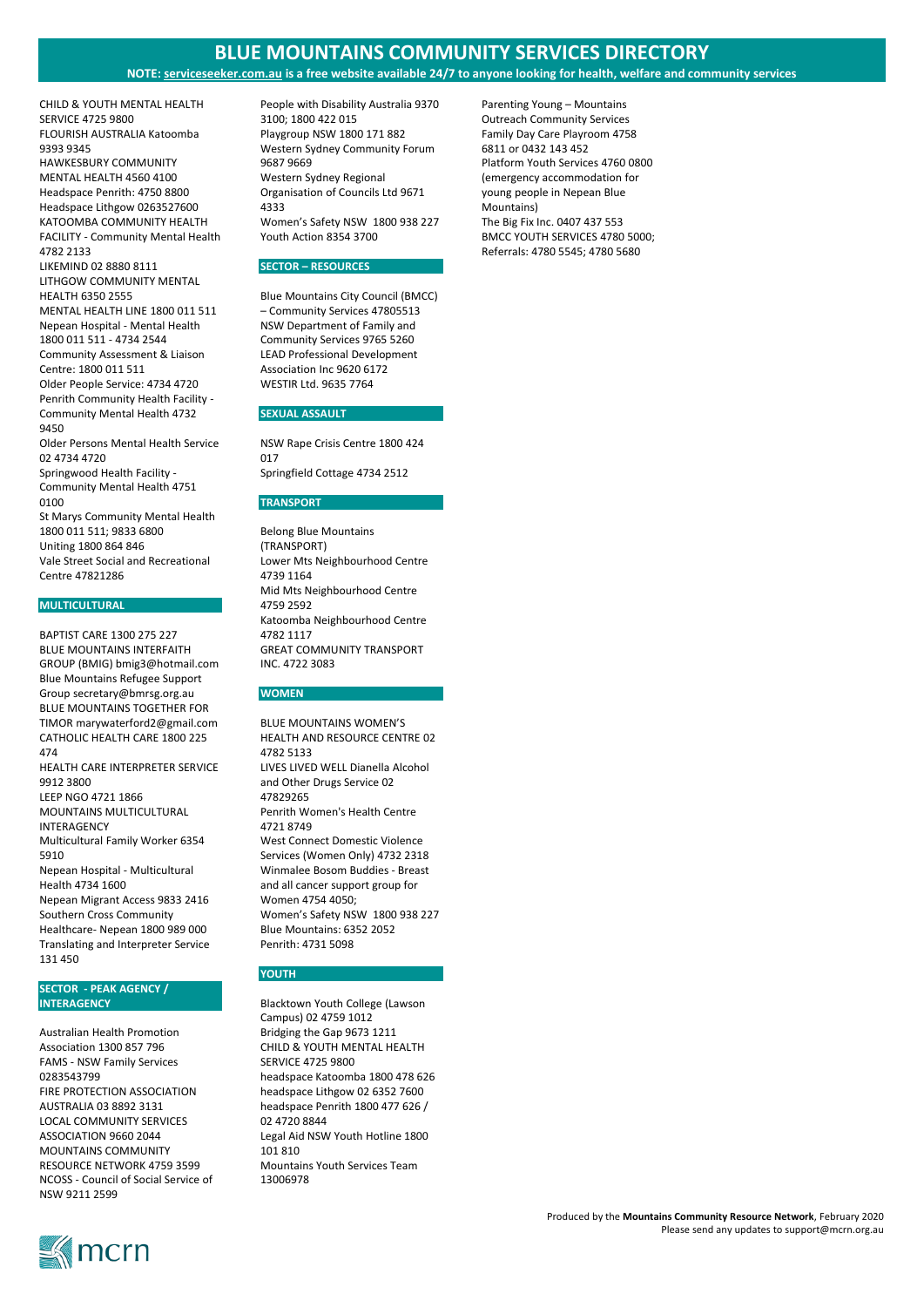# BLUE MOUNTAINS COMMUNITY SERVICES DIRECTORY

**NOTE: serviceseeker.com.au is a free website available 24/7 to anyone looking for health, welfare and community services**

CHILD & YOUTH MENTAL HEALTH SERVICE 4725 9800
FLOURISH AUSTRALIA Katoomba 9393 9345
HAWKESBURY COMMUNITY MENTAL HEALTH 4560 4100
Headspace Penrith: 4750 8800
Headspace Lithgow 0263527600
KATOOMBA COMMUNITY HEALTH FACILITY - Community Mental Health 4782 2133
LIKEMIND 02 8880 8111
LITHGOW COMMUNITY MENTAL HEALTH 6350 2555
MENTAL HEALTH LINE 1800 011 511
Nepean Hospital - Mental Health 1800 011 511 - 4734 2544
Community Assessment & Liaison Centre: 1800 011 511
Older People Service: 4734 4720
Penrith Community Health Facility - Community Mental Health 4732 9450
Older Persons Mental Health Service 02 4734 4720
Springwood Health Facility - Community Mental Health 4751 0100
St Marys Community Mental Health 1800 011 511; 9833 6800
Uniting 1800 864 846
Vale Street Social and Recreational Centre 47821286

## MULTICULTURAL

BAPTIST CARE 1300 275 227
BLUE MOUNTAINS INTERFAITH GROUP (BMIG) bmig3@hotmail.com
Blue Mountains Refugee Support Group secretary@bmrsg.org.au
BLUE MOUNTAINS TOGETHER FOR TIMOR marywaterford2@gmail.com
CATHOLIC HEALTH CARE 1800 225 474
HEALTH CARE INTERPRETER SERVICE 9912 3800
LEEP NGO 4721 1866
MOUNTAINS MULTICULTURAL INTERAGENCY
Multicultural Family Worker 6354 5910
Nepean Hospital - Multicultural Health 4734 1600
Nepean Migrant Access 9833 2416
Southern Cross Community Healthcare- Nepean 1800 989 000
Translating and Interpreter Service 131 450

## SECTOR - PEAK AGENCY / INTERAGENCY

Australian Health Promotion Association 1300 857 796
FAMS - NSW Family Services 0283543799
FIRE PROTECTION ASSOCIATION AUSTRALIA 03 8892 3131
LOCAL COMMUNITY SERVICES ASSOCIATION 9660 2044
MOUNTAINS COMMUNITY RESOURCE NETWORK 4759 3599
NCOSS - Council of Social Service of NSW 9211 2599
People with Disability Australia 9370 3100; 1800 422 015
Playgroup NSW 1800 171 882
Western Sydney Community Forum 9687 9669
Western Sydney Regional Organisation of Councils Ltd 9671 4333
Women's Safety NSW 1800 938 227
Youth Action 8354 3700

## SECTOR – RESOURCES

Blue Mountains City Council (BMCC) – Community Services 47805513
NSW Department of Family and Community Services 9765 5260
LEAD Professional Development Association Inc 9620 6172
WESTIR Ltd. 9635 7764

## SEXUAL ASSAULT

NSW Rape Crisis Centre 1800 424 017
Springfield Cottage 4734 2512

## TRANSPORT

Belong Blue Mountains (TRANSPORT)
Lower Mts Neighbourhood Centre 4739 1164
Mid Mts Neighbourhood Centre 4759 2592
Katoomba Neighbourhood Centre 4782 1117
GREAT COMMUNITY TRANSPORT INC. 4722 3083

## WOMEN

BLUE MOUNTAINS WOMEN'S HEALTH AND RESOURCE CENTRE 02 4782 5133
LIVES LIVED WELL Dianella Alcohol and Other Drugs Service 02 47829265
Penrith Women's Health Centre 4721 8749
West Connect Domestic Violence Services (Women Only) 4732 2318
Winmalee Bosom Buddies - Breast and all cancer support group for Women 4754 4050;
Women's Safety NSW 1800 938 227
Blue Mountains: 6352 2052
Penrith: 4731 5098

## YOUTH

Blacktown Youth College (Lawson Campus) 02 4759 1012
Bridging the Gap 9673 1211
CHILD & YOUTH MENTAL HEALTH SERVICE 4725 9800
headspace Katoomba 1800 478 626
headspace Lithgow 02 6352 7600
headspace Penrith 1800 477 626 / 02 4720 8844
Legal Aid NSW Youth Hotline 1800 101 810
Mountains Youth Services Team 13006978
Parenting Young – Mountains Outreach Community Services
Family Day Care Playroom 4758 6811 or 0432 143 452
Platform Youth Services 4760 0800 (emergency accommodation for young people in Nepean Blue Mountains)
The Big Fix Inc. 0407 437 553
BMCC YOUTH SERVICES 4780 5000; Referrals: 4780 5545; 4780 5680

Produced by the **Mountains Community Resource Network**, February 2020
Please send any updates to support@mcrn.org.au

mcrn